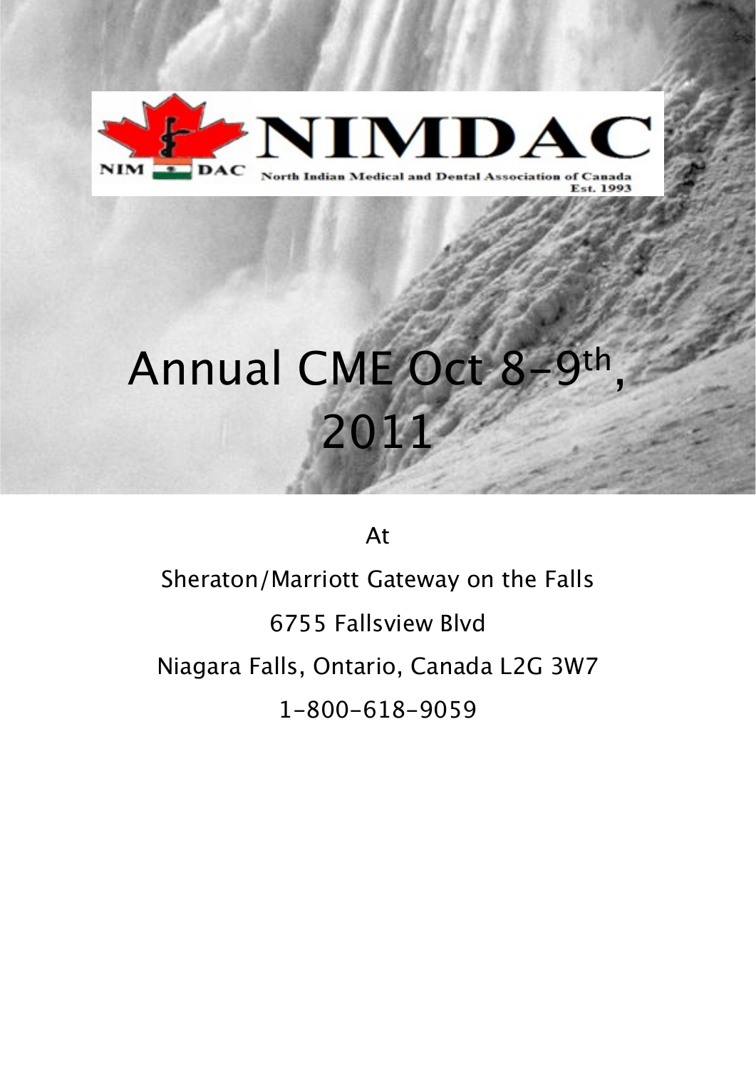NIMDAC

North Indian Medical and Dental Association of Canada

Est. 1993

# Annual CME Oct 8-9th, 2011

At

Sheraton/Marriott Gateway on the Falls

6755 Fallsview Blvd

Niagara Falls, Ontario, Canada L2G 3W7

1-800-618-9059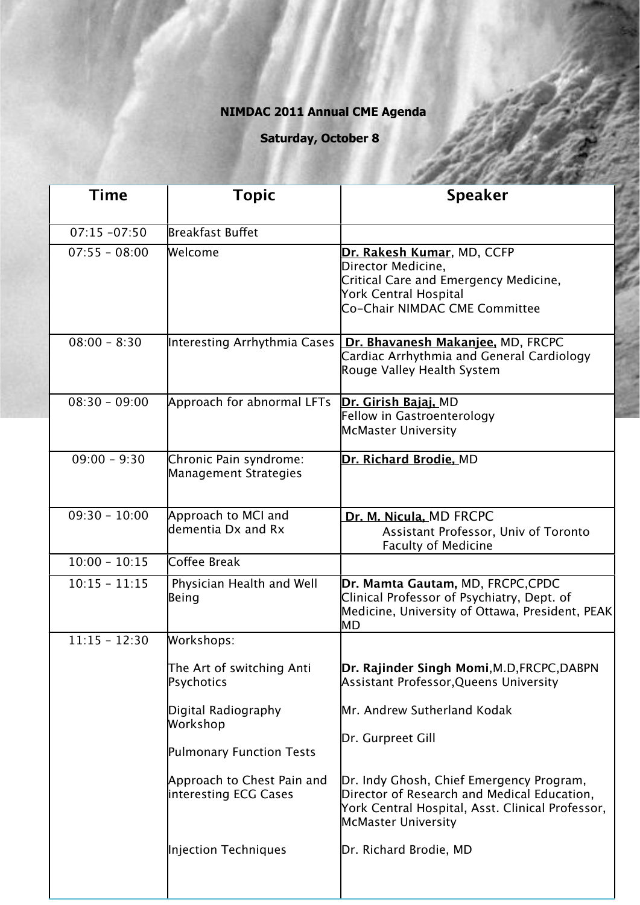**NIMDAC 2011 Annual CME Agenda**

**Saturday, October 8**

| Time | Topic | Speaker |
|---|---|---|
| 07:15 -07:50 | Breakfast Buffet | |
| 07:55 – 08:00 | Welcome | **Dr. Rakesh Kumar**, MD, CCFP<br>Director Medicine,<br>Critical Care and Emergency Medicine,<br>York Central Hospital<br>Co-Chair NIMDAC CME Committee |
| 08:00 – 8:30 | Interesting Arrhythmia Cases | **Dr. Bhavanesh Makanjee,** MD, FRCPC<br>Cardiac Arrhythmia and General Cardiology<br>Rouge Valley Health System |
| 08:30 – 09:00 | Approach for abnormal LFTs | **Dr. Girish Bajaj,** MD<br>Fellow in Gastroenterology<br>McMaster University |
| 09:00 – 9:30 | Chronic Pain syndrome: Management Strategies | **Dr. Richard Brodie,** MD |
| 09:30 – 10:00 | Approach to MCI and dementia Dx and Rx | **Dr. M. Nicula,** MD FRCPC<br>Assistant Professor, Univ of Toronto<br>Faculty of Medicine |
| 10:00 – 10:15 | Coffee Break | |
| 10:15 – 11:15 | Physician Health and Well Being | **Dr. Mamta Gautam,** MD, FRCPC,CPDC<br>Clinical Professor of Psychiatry, Dept. of Medicine, University of Ottawa, President, PEAK MD |
| 11:15 – 12:30 | Workshops:<br><br>The Art of switching Anti Psychotics<br><br>Digital Radiography Workshop<br><br>Pulmonary Function Tests<br><br>Approach to Chest Pain and interesting ECG Cases<br><br>Injection Techniques | <br><br>**Dr. Rajinder Singh Momi**,M.D,FRCPC,DABPN<br>Assistant Professor,Queens University<br><br>Mr. Andrew Sutherland Kodak<br><br>Dr. Gurpreet Gill<br><br>Dr. Indy Ghosh, Chief Emergency Program, Director of Research and Medical Education, York Central Hospital, Asst. Clinical Professor, McMaster University<br><br>Dr. Richard Brodie, MD |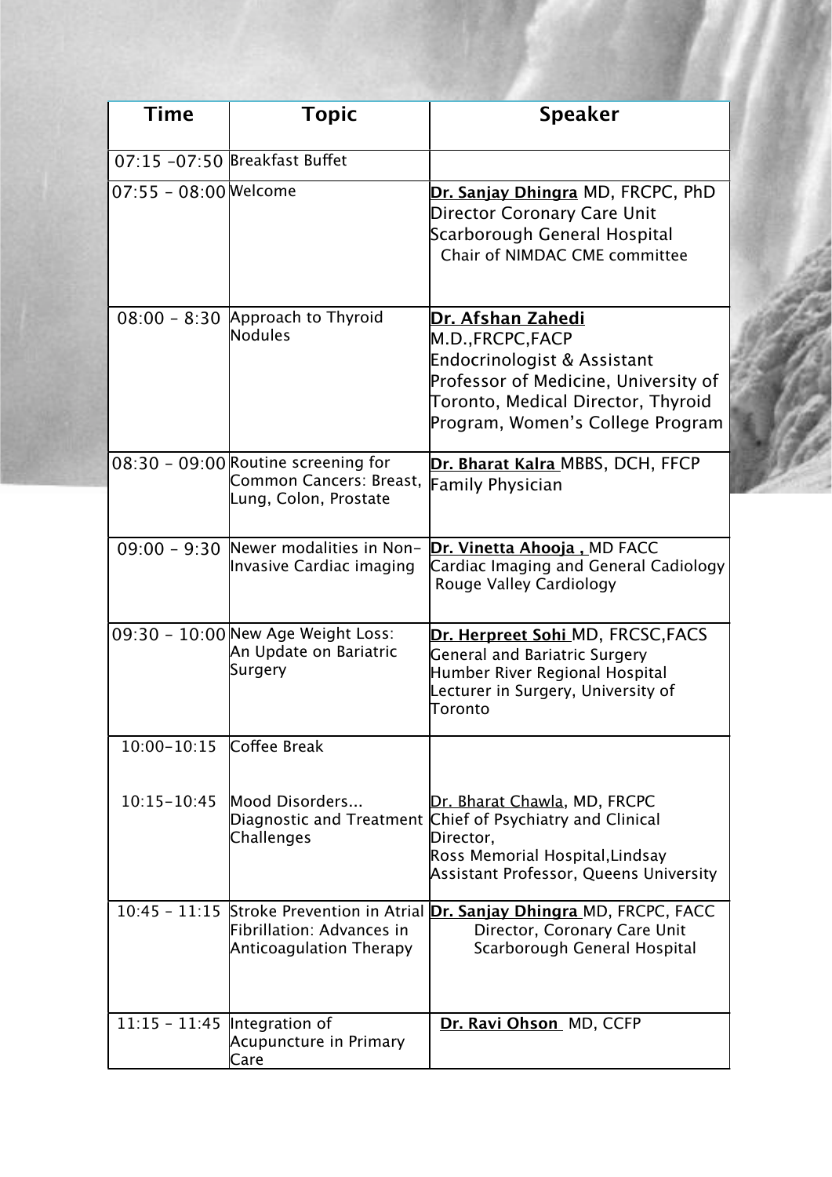| Time | Topic | Speaker |
|---|---|---|
| 07:15 –07:50 | Breakfast Buffet | |
| 07:55 – 08:00 | Welcome | **Dr. Sanjay Dhingra** MD, FRCPC, PhD<br>Director Coronary Care Unit<br>Scarborough General Hospital<br>Chair of NIMDAC CME committee |
| 08:00 – 8:30 | Approach to Thyroid Nodules | **Dr. Afshan Zahedi**<br>M.D.,FRCPC,FACP<br>Endocrinologist & Assistant Professor of Medicine, University of Toronto, Medical Director, Thyroid Program, Women's College Program |
| 08:30 – 09:00 | Routine screening for Common Cancers: Breast, Lung, Colon, Prostate | **Dr. Bharat Kalra** MBBS, DCH, FFCP<br>Family Physician |
| 09:00 – 9:30 | Newer modalities in Non-Invasive Cardiac imaging | **Dr. Vinetta Ahooja ,** MD FACC<br>Cardiac Imaging and General Cadiology<br>Rouge Valley Cardiology |
| 09:30 – 10:00 | New Age Weight Loss: An Update on Bariatric Surgery | **Dr. Herpreet Sohi** MD, FRCSC,FACS<br>General and Bariatric Surgery<br>Humber River Regional Hospital<br>Lecturer in Surgery, University of Toronto |
| 10:00–10:15<br><br>10:15–10:45 | Coffee Break<br><br>Mood Disorders... Diagnostic and Treatment Challenges | <br><br>Dr. Bharat Chawla, MD, FRCPC<br>Chief of Psychiatry and Clinical Director,<br>Ross Memorial Hospital,Lindsay<br>Assistant Professor, Queens University |
| 10:45 – 11:15 | Stroke Prevention in Atrial Fibrillation: Advances in Anticoagulation Therapy | **Dr. Sanjay Dhingra** MD, FRCPC, FACC<br>Director, Coronary Care Unit<br>Scarborough General Hospital |
| 11:15 – 11:45 | Integration of Acupuncture in Primary Care | **Dr. Ravi Ohson** MD, CCFP |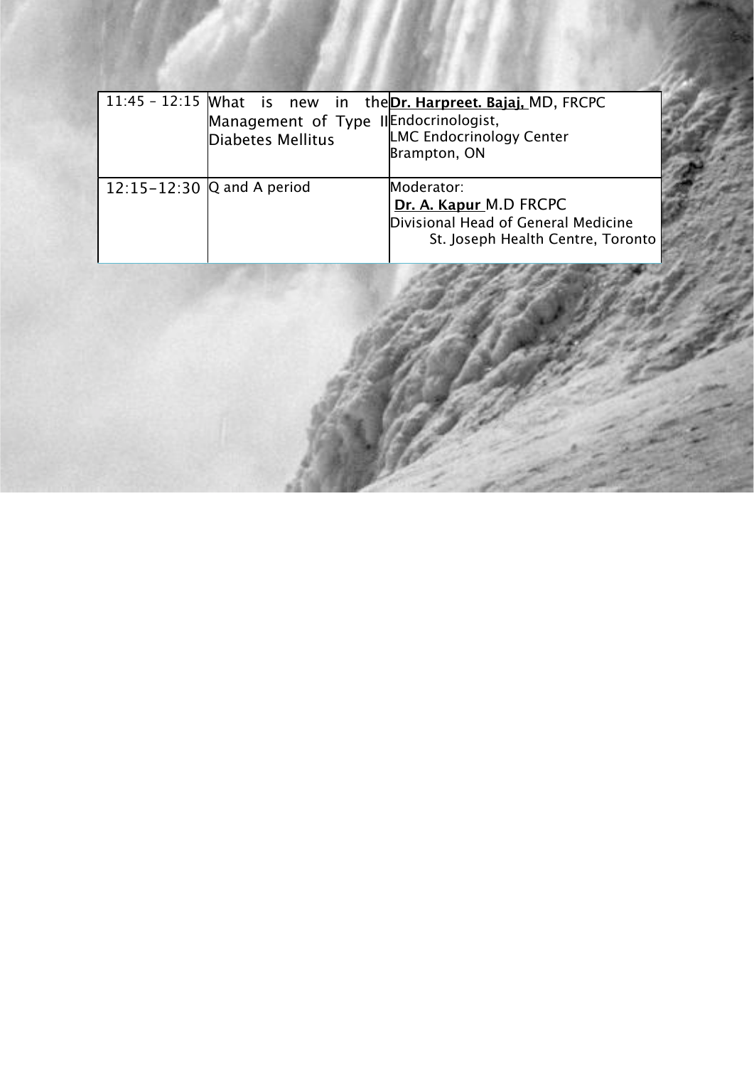| | | |
|---|---|---|
| 11:45 – 12:15 | What is new in the Management of Type II Diabetes Mellitus | **Dr. Harpreet. Bajaj,** MD, FRCPC<br>Endocrinologist,<br>LMC Endocrinology Center<br>Brampton, ON |
| 12:15-12:30 | Q and A period | Moderator:<br>**Dr. A. Kapur** M.D FRCPC<br>Divisional Head of General Medicine<br>St. Joseph Health Centre, Toronto |